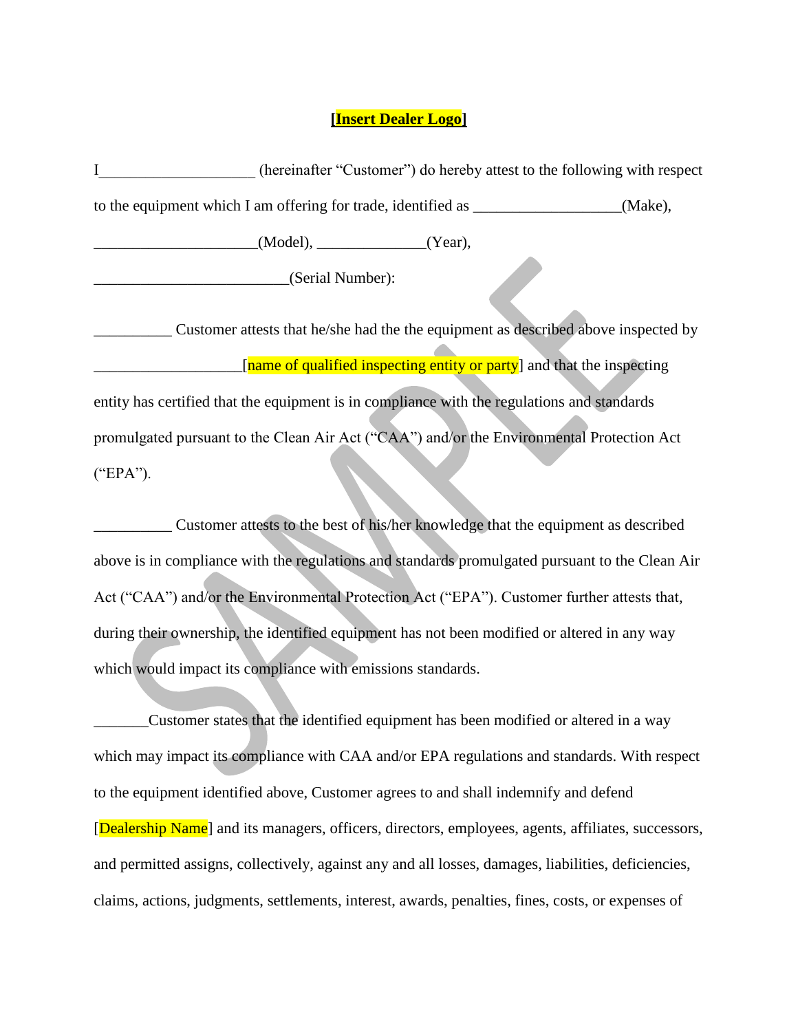**[Insert Dealer Logo]**

I___________________ (hereinafter "Customer") do hereby attest to the following with respect to the equipment which I am offering for trade, identified as __________________(Make), ____________________(Model), _____________(Year), ________________________(Serial Number):

__________ Customer attests that he/she had the the equipment as described above inspected by ___________________[name of qualified inspecting entity or party] and that the inspecting entity has certified that the equipment is in compliance with the regulations and standards promulgated pursuant to the Clean Air Act ("CAA") and/or the Environmental Protection Act ("EPA").

__________ Customer attests to the best of his/her knowledge that the equipment as described above is in compliance with the regulations and standards promulgated pursuant to the Clean Air Act ("CAA") and/or the Environmental Protection Act ("EPA"). Customer further attests that, during their ownership, the identified equipment has not been modified or altered in any way which would impact its compliance with emissions standards.

_______Customer states that the identified equipment has been modified or altered in a way which may impact its compliance with CAA and/or EPA regulations and standards. With respect to the equipment identified above, Customer agrees to and shall indemnify and defend [Dealership Name] and its managers, officers, directors, employees, agents, affiliates, successors, and permitted assigns, collectively, against any and all losses, damages, liabilities, deficiencies, claims, actions, judgments, settlements, interest, awards, penalties, fines, costs, or expenses of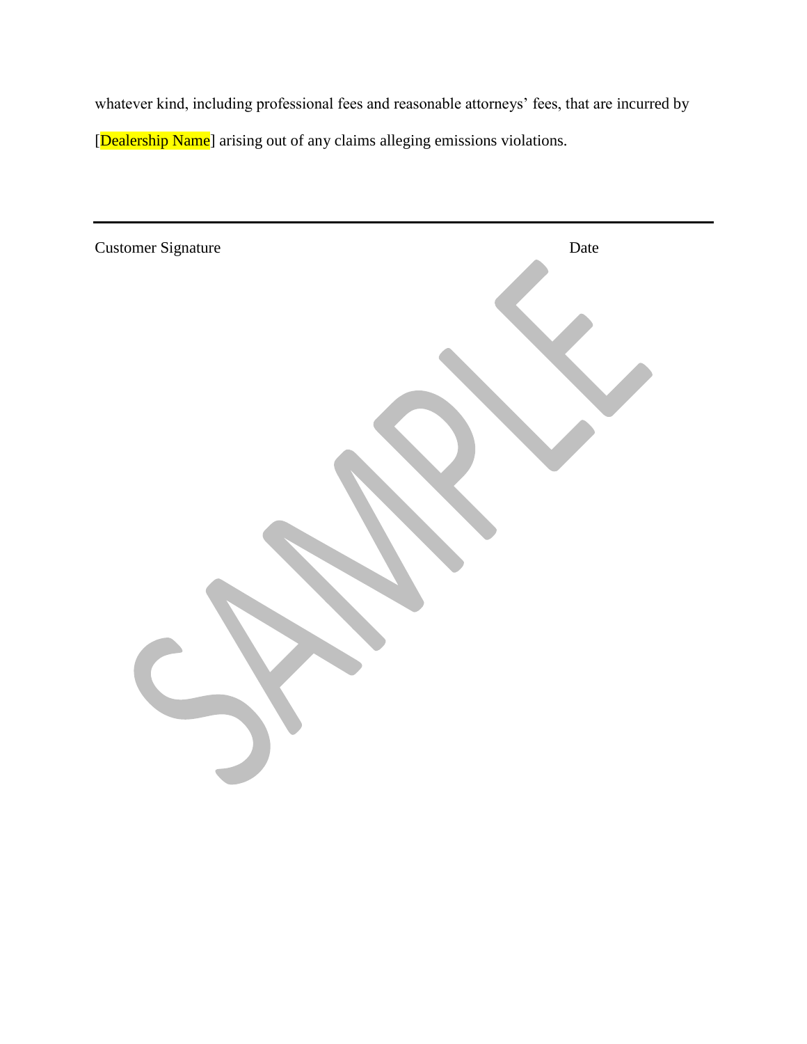whatever kind, including professional fees and reasonable attorneys' fees, that are incurred by [Dealership Name] arising out of any claims alleging emissions violations.

---

Customer Signature                                                                                    Date